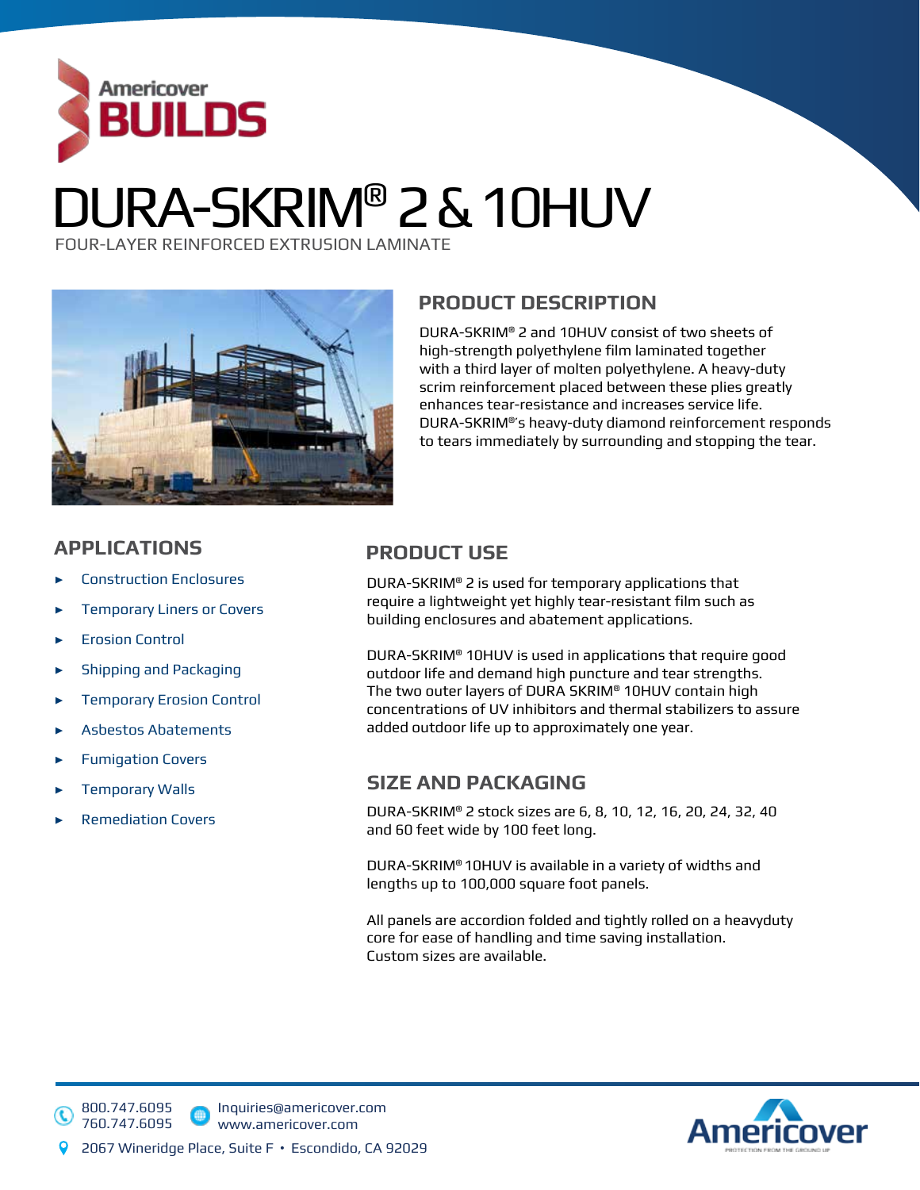Americover BUILDS

# DURA-SKRIM® 2 & 10HUV

FOUR-LAYER REINFORCED EXTRUSION LAMINATE

## PRODUCT DESCRIPTION

DURA-SKRIM® 2 and 10HUV consist of two sheets of high-strength polyethylene film laminated together with a third layer of molten polyethylene. A heavy-duty scrim reinforcement placed between these plies greatly enhances tear-resistance and increases service life. DURA-SKRIM®'s heavy-duty diamond reinforcement responds to tears immediately by surrounding and stopping the tear.

## APPLICATIONS

- Construction Enclosures
- Temporary Liners or Covers
- Erosion Control
- Shipping and Packaging
- Temporary Erosion Control
- Asbestos Abatements
- Fumigation Covers
- Temporary Walls
- Remediation Covers

## PRODUCT USE

DURA-SKRIM® 2 is used for temporary applications that require a lightweight yet highly tear-resistant film such as building enclosures and abatement applications.

DURA-SKRIM® 10HUV is used in applications that require good outdoor life and demand high puncture and tear strengths. The two outer layers of DURA SKRIM® 10HUV contain high concentrations of UV inhibitors and thermal stabilizers to assure added outdoor life up to approximately one year.

## SIZE AND PACKAGING

DURA-SKRIM® 2 stock sizes are 6, 8, 10, 12, 16, 20, 24, 32, 40 and 60 feet wide by 100 feet long.

DURA-SKRIM® 10HUV is available in a variety of widths and lengths up to 100,000 square foot panels.

All panels are accordion folded and tightly rolled on a heavyduty core for ease of handling and time saving installation. Custom sizes are available.

800.747.6095
760.747.6095
Inquiries@americover.com
www.americover.com
2067 Wineridge Place, Suite F • Escondido, CA 92029

Americover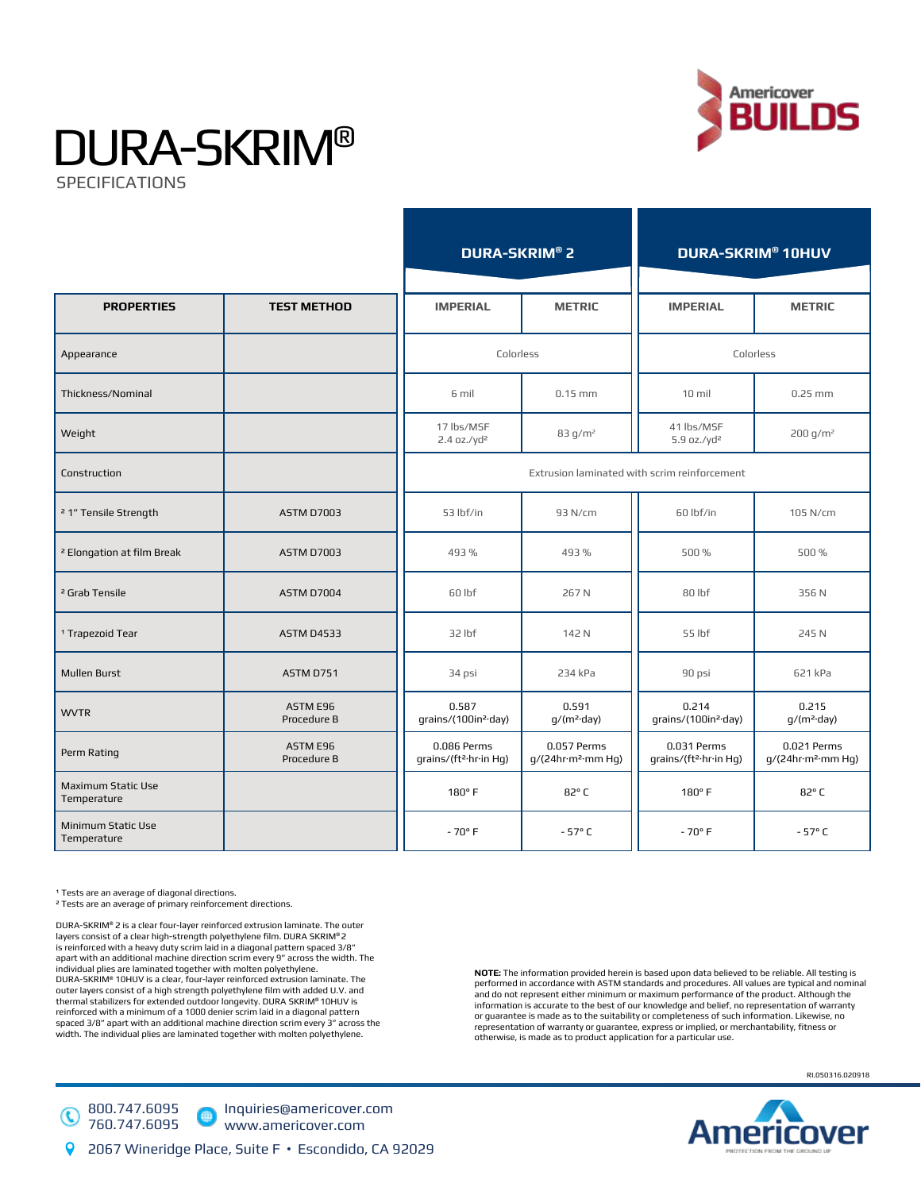# DURA-SKRIM®

SPECIFICATIONS

| PROPERTIES | TEST METHOD | DURA-SKRIM® 2 | | DURA-SKRIM® 10HUV | |
|---|---|---|---|---|---|
| | | IMPERIAL | METRIC | IMPERIAL | METRIC |
| Appearance | | Colorless | | Colorless | |
| Thickness/Nominal | | 6 mil | 0.15 mm | 10 mil | 0.25 mm |
| Weight | | 17 lbs/MSF 2.4 oz./yd² | 83 g/m² | 41 lbs/MSF 5.9 oz./yd² | 200 g/m² |
| Construction | | Extrusion laminated with scrim reinforcement | | | |
| [2] 1" Tensile Strength | ASTM D7003 | 53 lbf/in | 93 N/cm | 60 lbf/in | 105 N/cm |
| [2] Elongation at film Break | ASTM D7003 | 493 % | 493 % | 500 % | 500 % |
| [2] Grab Tensile | ASTM D7004 | 60 lbf | 267 N | 80 lbf | 356 N |
| [1] Trapezoid Tear | ASTM D4533 | 32 lbf | 142 N | 55 lbf | 245 N |
| Mullen Burst | ASTM D751 | 34 psi | 234 kPa | 90 psi | 621 kPa |
| WVTR | ASTM E96 Procedure B | 0.587 grains/(100in²·day) | 0.591 g/(m²·day) | 0.214 grains/(100in²·day) | 0.215 g/(m²·day) |
| Perm Rating | ASTM E96 Procedure B | 0.086 Perms grains/(ft²·hr·in Hg) | 0.057 Perms g/(24hr·m²·mm Hg) | 0.031 Perms grains/(ft²·hr·in Hg) | 0.021 Perms g/(24hr·m²·mm Hg) |
| Maximum Static Use Temperature | | 180° F | 82° C | 180° F | 82° C |
| Minimum Static Use Temperature | | - 70° F | - 57° C | - 70° F | - 57° C |

[1] Tests are an average of diagonal directions.
[2] Tests are an average of primary reinforcement directions.

DURA-SKRIM® 2 is a clear four-layer reinforced extrusion laminate. The outer layers consist of a clear high-strength polyethylene film. DURA SKRIM® 2 is reinforced with a heavy duty scrim laid in a diagonal pattern spaced 3/8" apart with an additional machine direction scrim every 9" across the width. The individual plies are laminated together with molten polyethylene.
DURA-SKRIM® 10HUV is a clear, four-layer reinforced extrusion laminate. The outer layers consist of a high strength polyethylene film with added U.V. and thermal stabilizers for extended outdoor longevity. DURA SKRIM® 10HUV is reinforced with a minimum of a 1000 denier scrim laid in a diagonal pattern spaced 3/8" apart with an additional machine direction scrim every 3" across the width. The individual plies are laminated together with molten polyethylene.

**NOTE:** The information provided herein is based upon data believed to be reliable. All testing is performed in accordance with ASTM standards and procedures. All values are typical and nominal and do not represent either minimum or maximum performance of the product. Although the information is accurate to the best of our knowledge and belief, no representation of warranty or guarantee is made as to the suitability or completeness of such information. Likewise, no representation of warranty or guarantee, express or implied, or merchantability, fitness or otherwise, is made as to product application for a particular use.

RI.050316.020918

800.747.6095
760.747.6095
Inquiries@americover.com
www.americover.com
2067 Wineridge Place, Suite F • Escondido, CA 92029